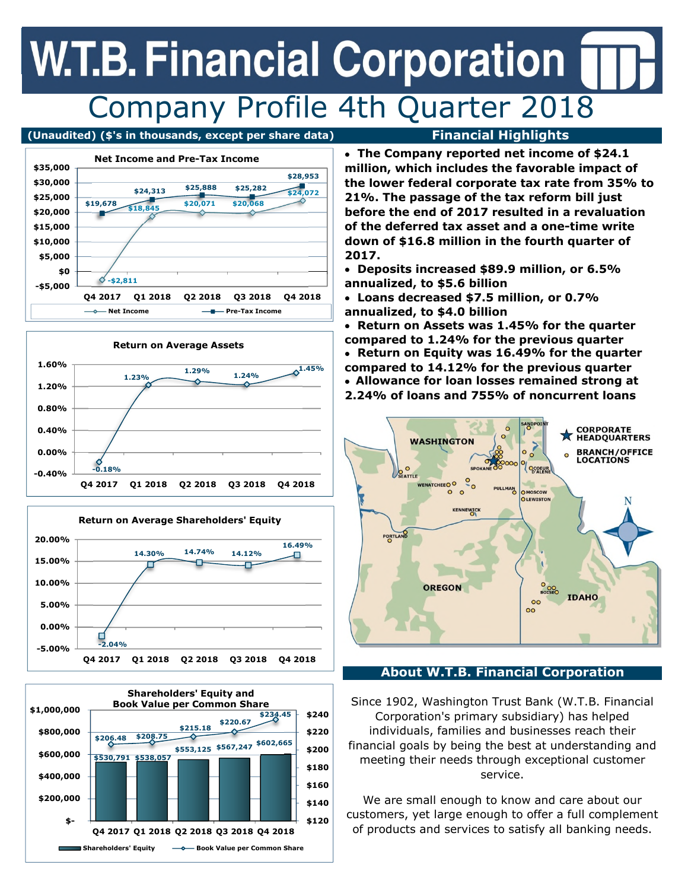# W.T.B. Financial Corporation

## Company Profile 4th Quarter 2018

**(Unaudited) ($'s in thousands, except per share data)**

### Net Income and Pre-Tax Income

| | Q4 2017 | Q1 2018 | Q2 2018 | Q3 2018 | Q4 2018 |
|---|---|---|---|---|---|
| Net Income | -$2,811 | $18,845 | $20,071 | $20,068 | $24,072 |
| Pre-Tax Income | $19,678 | $24,313 | $25,888 | $25,282 | $28,953 |

### Return on Average Assets

| Q4 2017 | Q1 2018 | Q2 2018 | Q3 2018 | Q4 2018 |
|---|---|---|---|---|
| -0.18% | 1.23% | 1.29% | 1.24% | 1.45% |

### Return on Average Shareholders' Equity

| Q4 2017 | Q1 2018 | Q2 2018 | Q3 2018 | Q4 2018 |
|---|---|---|---|---|
| -2.04% | 14.30% | 14.74% | 14.12% | 16.49% |

### Shareholders' Equity and Book Value per Common Share

| | Q4 2017 | Q1 2018 | Q2 2018 | Q3 2018 | Q4 2018 |
|---|---|---|---|---|---|
| Shareholders' Equity | $530,791 | $538,057 | $553,125 | $567,247 | $602,665 |
| Book Value per Common Share | $206.48 | $208.75 | $215.18 | $220.67 | $234.45 |

## Financial Highlights

- **The Company reported net income of $24.1 million, which includes the favorable impact of the lower federal corporate tax rate from 35% to 21%. The passage of the tax reform bill just before the end of 2017 resulted in a revaluation of the deferred tax asset and a one-time write down of $16.8 million in the fourth quarter of 2017.**
- **Deposits increased $89.9 million, or 6.5% annualized, to $5.6 billion**
- **Loans decreased $7.5 million, or 0.7% annualized, to $4.0 billion**
- **Return on Assets was 1.45% for the quarter compared to 1.24% for the previous quarter**
- **Return on Equity was 16.49% for the quarter compared to 14.12% for the previous quarter**
- **Allowance for loan losses remained strong at 2.24% of loans and 755% of noncurrent loans**

WASHINGTON · OREGON · IDAHO — CORPORATE HEADQUARTERS · BRANCH/OFFICE LOCATIONS (Sandpoint, Spokane, Coeur d'Alene, Seattle, Wenatchee, Pullman, Moscow, Lewiston, Kennewick, Portland, Boise)

## About W.T.B. Financial Corporation

Since 1902, Washington Trust Bank (W.T.B. Financial Corporation's primary subsidiary) has helped individuals, families and businesses reach their financial goals by being the best at understanding and meeting their needs through exceptional customer service.

We are small enough to know and care about our customers, yet large enough to offer a full complement of products and services to satisfy all banking needs.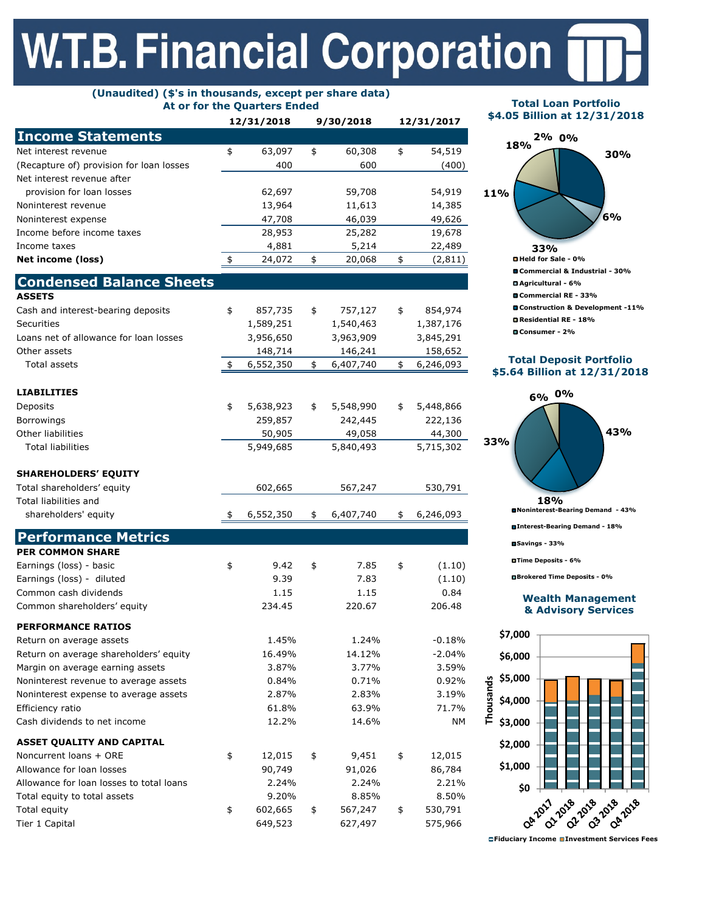# W.T.B. Financial Corporation

**(Unaudited) ($'s in thousands, except per share data)**
**At or for the Quarters Ended**

| | 12/31/2018 | 9/30/2018 | 12/31/2017 |
|---|---|---|---|
| **Income Statements** | | | |
| Net interest revenue | $ 63,097 | $ 60,308 | $ 54,519 |
| (Recapture of) provision for loan losses | 400 | 600 | (400) |
| Net interest revenue after provision for loan losses | 62,697 | 59,708 | 54,919 |
| Noninterest revenue | 13,964 | 11,613 | 14,385 |
| Noninterest expense | 47,708 | 46,039 | 49,626 |
| Income before income taxes | 28,953 | 25,282 | 19,678 |
| Income taxes | 4,881 | 5,214 | 22,489 |
| **Net income (loss)** | $ 24,072 | $ 20,068 | $ (2,811) |
| **Condensed Balance Sheets** | | | |
| **ASSETS** | | | |
| Cash and interest-bearing deposits | $ 857,735 | $ 757,127 | $ 854,974 |
| Securities | 1,589,251 | 1,540,463 | 1,387,176 |
| Loans net of allowance for loan losses | 3,956,650 | 3,963,909 | 3,845,291 |
| Other assets | 148,714 | 146,241 | 158,652 |
| Total assets | $ 6,552,350 | $ 6,407,740 | $ 6,246,093 |
| **LIABILITIES** | | | |
| Deposits | $ 5,638,923 | $ 5,548,990 | $ 5,448,866 |
| Borrowings | 259,857 | 242,445 | 222,136 |
| Other liabilities | 50,905 | 49,058 | 44,300 |
| Total liabilities | 5,949,685 | 5,840,493 | 5,715,302 |
| **SHAREHOLDERS' EQUITY** | | | |
| Total shareholders' equity | 602,665 | 567,247 | 530,791 |
| Total liabilities and shareholders' equity | $ 6,552,350 | $ 6,407,740 | $ 6,246,093 |
| **Performance Metrics** | | | |
| **PER COMMON SHARE** | | | |
| Earnings (loss) - basic | $ 9.42 | $ 7.85 | $ (1.10) |
| Earnings (loss) - diluted | 9.39 | 7.83 | (1.10) |
| Common cash dividends | 1.15 | 1.15 | 0.84 |
| Common shareholders' equity | 234.45 | 220.67 | 206.48 |
| **PERFORMANCE RATIOS** | | | |
| Return on average assets | 1.45% | 1.24% | -0.18% |
| Return on average shareholders' equity | 16.49% | 14.12% | -2.04% |
| Margin on average earning assets | 3.87% | 3.77% | 3.59% |
| Noninterest revenue to average assets | 0.84% | 0.71% | 0.92% |
| Noninterest expense to average assets | 2.87% | 2.83% | 3.19% |
| Efficiency ratio | 61.8% | 63.9% | 71.7% |
| Cash dividends to net income | 12.2% | 14.6% | NM |
| **ASSET QUALITY AND CAPITAL** | | | |
| Noncurrent loans + ORE | $ 12,015 | $ 9,451 | $ 12,015 |
| Allowance for loan losses | 90,749 | 91,026 | 86,784 |
| Allowance for loan losses to total loans | 2.24% | 2.24% | 2.21% |
| Total equity to total assets | 9.20% | 8.85% | 8.50% |
| Total equity | $ 602,665 | $ 567,247 | $ 530,791 |
| Tier 1 Capital | 649,523 | 627,497 | 575,966 |

**Total Loan Portfolio**
**$4.05 Billion at 12/31/2018**

30%
6%
33%
11%
18%
2%
0%

Held for Sale - 0%
Commercial & Industrial - 30%
Agricultural - 6%
Commercial RE - 33%
Construction & Development -11%
Residential RE - 18%
Consumer - 2%

**Total Deposit Portfolio**
**$5.64 Billion at 12/31/2018**

43%
18%
33%
6%
0%

Noninterest-Bearing Demand - 43%
Interest-Bearing Demand - 18%
Savings - 33%
Time Deposits - 6%
Brokered Time Deposits - 0%

**Wealth Management & Advisory Services**

Thousands
$7,000
$6,000
$5,000
$4,000
$3,000
$2,000
$1,000
$0

Q4 2017
Q1 2018
Q2 2018
Q3 2018
Q4 2018

Fiduciary Income
Investment Services Fees